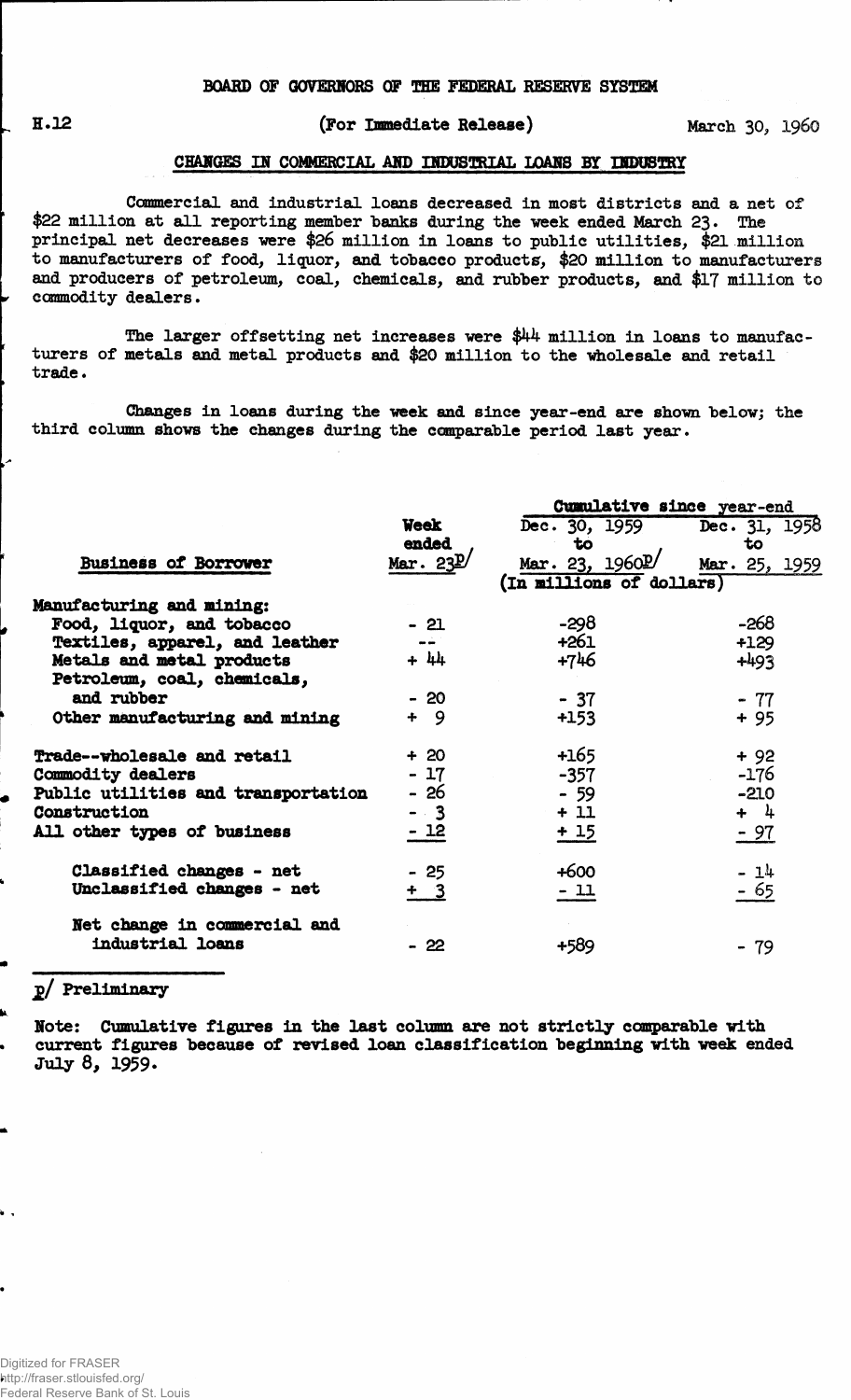BOARD OF GOVERNORS OF THE FEDERAL RESERVE SYSTEM

H.12 (For Immediate Release) March 30, 1960

## CHANGES IN COMMERCIAL AND INDUSTRIAL LOANS BY INDUSTRY

Commercial and industrial loans decreased in most districts and a net of $22 million at all reporting member banks during the week ended March 23. The principal net decreases were $26 million in loans to public utilities, $21 million to manufacturers of food, liquor, and tobacco products, $20 million to manufacturers and producers of petroleum, coal, chemicals, and rubber products, and $17 million to commodity dealers.

The larger offsetting net increases were $44 million in loans to manufacturers of metals and metal products and $20 million to the wholesale and retail trade.

Changes in loans during the week and since year-end are shown below; the third column shows the changes during the comparable period last year.

| Business of Borrower | Week ended Mar. 23p/ | Cumulative since year-end: Dec. 30, 1959 to Mar. 23, 1960p/ | Cumulative since year-end: Dec. 31, 1958 to Mar. 25, 1959 |
|---|---|---|---|
| | (In millions of dollars) | | |
| Manufacturing and mining: | | | |
| Food, liquor, and tobacco | - 21 | -298 | -268 |
| Textiles, apparel, and leather | -- | +261 | +129 |
| Metals and metal products | + 44 | +746 | +493 |
| Petroleum, coal, chemicals, and rubber | - 20 | - 37 | - 77 |
| Other manufacturing and mining | + 9 | +153 | + 95 |
| Trade--wholesale and retail | + 20 | +165 | + 92 |
| Commodity dealers | - 17 | -357 | -176 |
| Public utilities and transportation | - 26 | - 59 | -210 |
| Construction | - 3 | + 11 | + 4 |
| All other types of business | - 12 | + 15 | - 97 |
| Classified changes - net | - 25 | +600 | - 14 |
| Unclassified changes - net | + 3 | - 11 | - 65 |
| Net change in commercial and industrial loans | - 22 | +589 | - 79 |

p/ Preliminary

Note: Cumulative figures in the last column are not strictly comparable with current figures because of revised loan classification beginning with week ended July 8, 1959.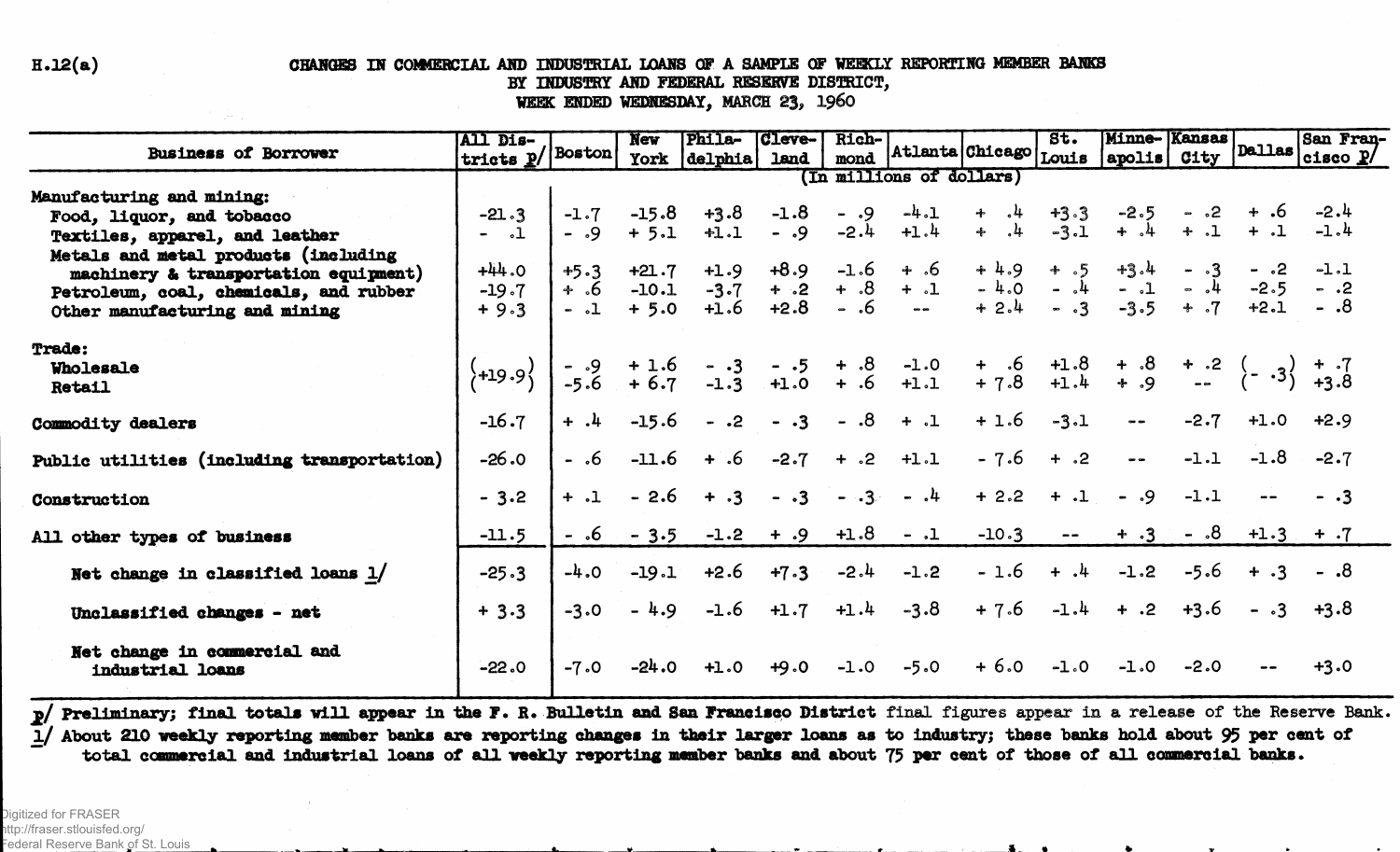H.12(a)

# CHANGES IN COMMERCIAL AND INDUSTRIAL LOANS OF A SAMPLE OF WEEKLY REPORTING MEMBER BANKS BY INDUSTRY AND FEDERAL RESERVE DISTRICT, WEEK ENDED WEDNESDAY, MARCH 23, 1960

| Business of Borrower | All Districts p/ | Boston | New York | Philadelphia | Cleveland | Richmond | Atlanta | Chicago | St. Louis | Minneapolis | Kansas City | Dallas | San Francisco p/ |
|---|---|---|---|---|---|---|---|---|---|---|---|---|---|
| | (In millions of dollars) | | | | | | | | | | | | |
| **Manufacturing and mining:** | | | | | | | | | | | | | |
| Food, liquor, and tobacco | -21.3 | -1.7 | -15.8 | +3.8 | -1.8 | - .9 | -4.1 | + .4 | +3.3 | -2.5 | - .2 | + .6 | -2.4 |
| Textiles, apparel, and leather | - .1 | - .9 | + 5.1 | +1.1 | - .9 | -2.4 | +1.4 | + .4 | -3.1 | + .4 | + .1 | + .1 | -1.4 |
| Metals and metal products (including machinery & transportation equipment) | +44.0 | +5.3 | +21.7 | +1.9 | +8.9 | -1.6 | + .6 | + 4.9 | + .5 | +3.4 | - .3 | - .2 | -1.1 |
| Petroleum, coal, chemicals, and rubber | -19.7 | + .6 | -10.1 | -3.7 | + .2 | + .8 | + .1 | - 4.0 | - .4 | - .1 | - .4 | -2.5 | - .2 |
| Other manufacturing and mining | + 9.3 | - .1 | + 5.0 | +1.6 | +2.8 | - .6 | -- | + 2.4 | - .3 | -3.5 | + .7 | +2.1 | - .8 |
| **Trade:** | | | | | | | | | | | | | |
| Wholesale | +19.9 (Wholesale and Retail combined) | - .9 | + 1.6 | - .3 | - .5 | + .8 | -1.0 | + .6 | +1.8 | + .8 | + .2 | - .3 (Wholesale and Retail combined) | + .7 |
| Retail | | -5.6 | + 6.7 | -1.3 | +1.0 | + .6 | +1.1 | + 7.8 | +1.4 | + .9 | -- | | +3.8 |
| **Commodity dealers** | -16.7 | + .4 | -15.6 | - .2 | - .3 | - .8 | + .1 | + 1.6 | -3.1 | -- | -2.7 | +1.0 | +2.9 |
| **Public utilities (including transportation)** | -26.0 | - .6 | -11.6 | + .6 | -2.7 | + .2 | +1.1 | - 7.6 | + .2 | -- | -1.1 | -1.8 | -2.7 |
| **Construction** | - 3.2 | + .1 | - 2.6 | + .3 | - .3 | - .3 | - .4 | + 2.2 | + .1 | - .9 | -1.1 | -- | - .3 |
| **All other types of business** | -11.5 | - .6 | - 3.5 | -1.2 | + .9 | +1.8 | - .1 | -10.3 | -- | + .3 | - .8 | +1.3 | + .7 |
| **Net change in classified loans 1/** | -25.3 | -4.0 | -19.1 | +2.6 | +7.3 | -2.4 | -1.2 | - 1.6 | + .4 | -1.2 | -5.6 | + .3 | - .8 |
| **Unclassified changes - net** | + 3.3 | -3.0 | - 4.9 | -1.6 | +1.7 | +1.4 | -3.8 | + 7.6 | -1.4 | + .2 | +3.6 | - .3 | +3.8 |
| **Net change in commercial and industrial loans** | -22.0 | -7.0 | -24.0 | +1.0 | +9.0 | -1.0 | -5.0 | + 6.0 | -1.0 | -1.0 | -2.0 | -- | +3.0 |

p/ Preliminary; final totals will appear in the F. R. Bulletin and San Francisco District final figures appear in a release of the Reserve Bank.

1/ About 210 weekly reporting member banks are reporting changes in their larger loans as to industry; these banks hold about 95 per cent of total commercial and industrial loans of all weekly reporting member banks and about 75 per cent of those of all commercial banks.